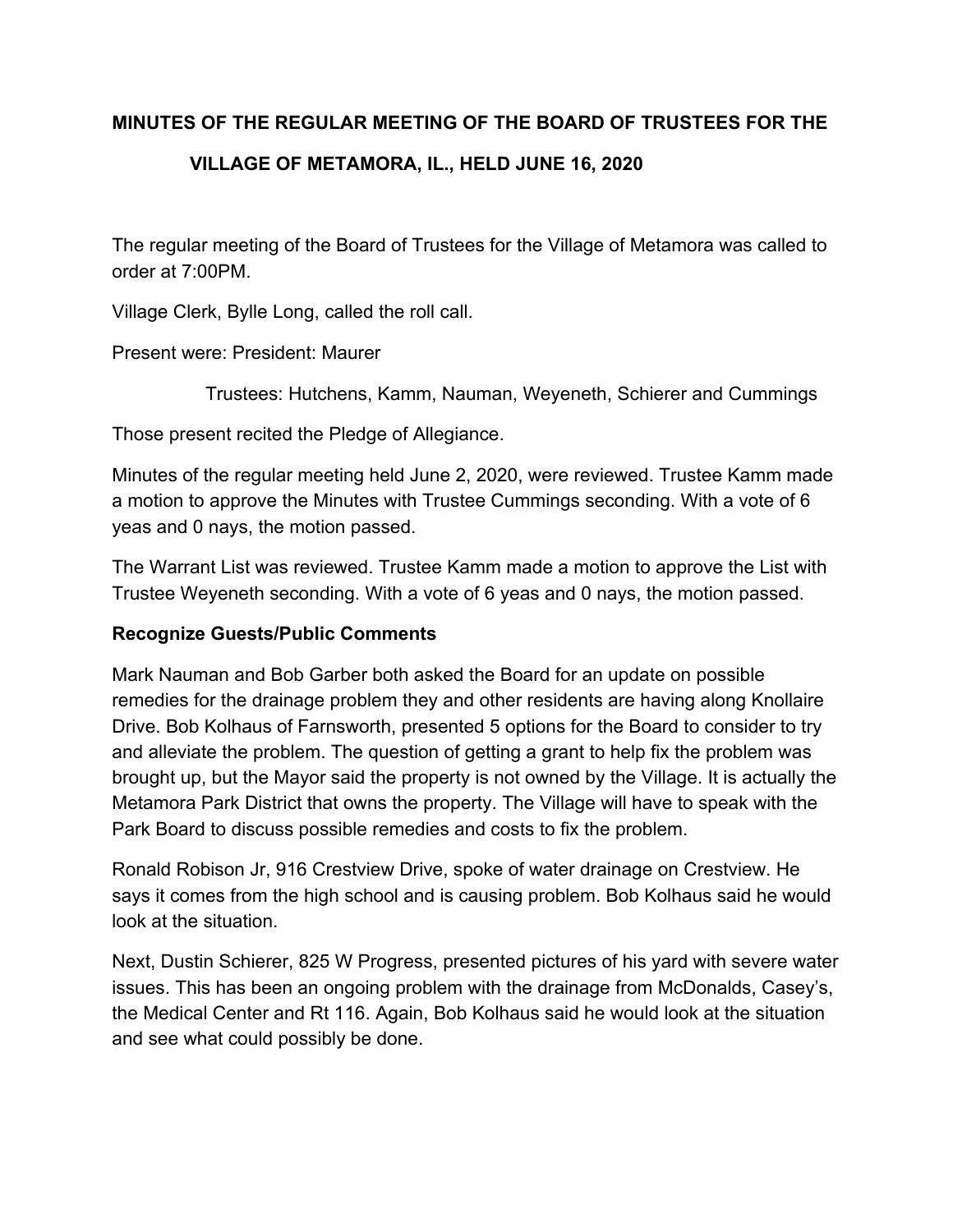# MINUTES OF THE REGULAR MEETING OF THE BOARD OF TRUSTEES FOR THE VILLAGE OF METAMORA, IL., HELD JUNE 16, 2020

The regular meeting of the Board of Trustees for the Village of Metamora was called to order at 7:00PM.

Village Clerk, Bylle Long, called the roll call.

Present were: President: Maurer

Trustees: Hutchens, Kamm, Nauman, Weyeneth, Schierer and Cummings

Those present recited the Pledge of Allegiance.

Minutes of the regular meeting held June 2, 2020, were reviewed. Trustee Kamm made a motion to approve the Minutes with Trustee Cummings seconding. With a vote of 6 yeas and 0 nays, the motion passed.

The Warrant List was reviewed. Trustee Kamm made a motion to approve the List with Trustee Weyeneth seconding. With a vote of 6 yeas and 0 nays, the motion passed.

**Recognize Guests/Public Comments**

Mark Nauman and Bob Garber both asked the Board for an update on possible remedies for the drainage problem they and other residents are having along Knollaire Drive. Bob Kolhaus of Farnsworth, presented 5 options for the Board to consider to try and alleviate the problem. The question of getting a grant to help fix the problem was brought up, but the Mayor said the property is not owned by the Village. It is actually the Metamora Park District that owns the property. The Village will have to speak with the Park Board to discuss possible remedies and costs to fix the problem.

Ronald Robison Jr, 916 Crestview Drive, spoke of water drainage on Crestview. He says it comes from the high school and is causing problem. Bob Kolhaus said he would look at the situation.

Next, Dustin Schierer, 825 W Progress, presented pictures of his yard with severe water issues. This has been an ongoing problem with the drainage from McDonalds, Casey's, the Medical Center and Rt 116. Again, Bob Kolhaus said he would look at the situation and see what could possibly be done.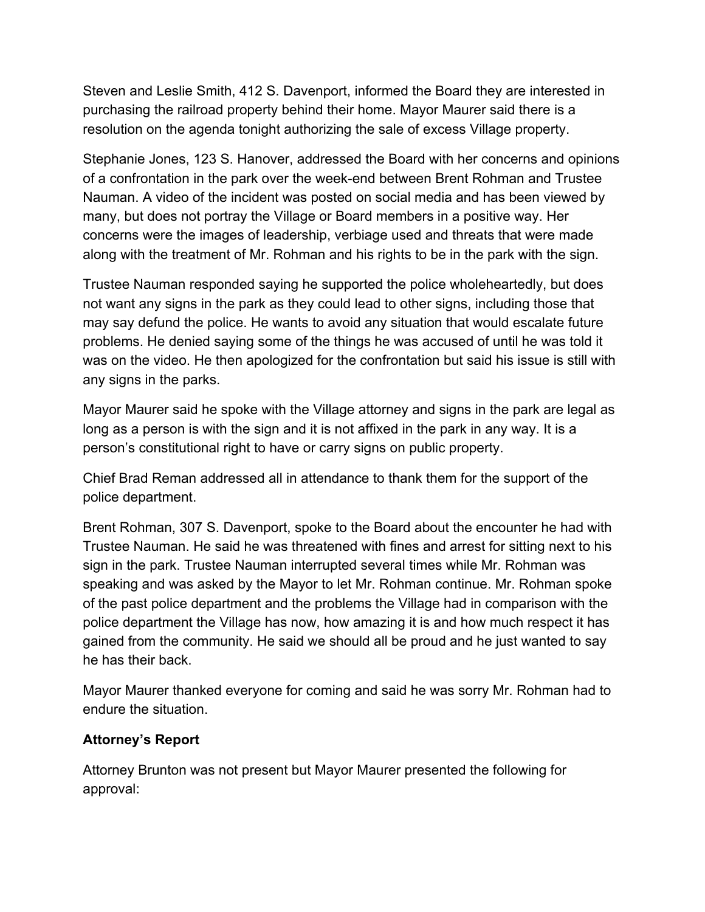Steven and Leslie Smith, 412 S. Davenport, informed the Board they are interested in purchasing the railroad property behind their home. Mayor Maurer said there is a resolution on the agenda tonight authorizing the sale of excess Village property.

Stephanie Jones, 123 S. Hanover, addressed the Board with her concerns and opinions of a confrontation in the park over the week-end between Brent Rohman and Trustee Nauman. A video of the incident was posted on social media and has been viewed by many, but does not portray the Village or Board members in a positive way. Her concerns were the images of leadership, verbiage used and threats that were made along with the treatment of Mr. Rohman and his rights to be in the park with the sign.

Trustee Nauman responded saying he supported the police wholeheartedly, but does not want any signs in the park as they could lead to other signs, including those that may say defund the police. He wants to avoid any situation that would escalate future problems. He denied saying some of the things he was accused of until he was told it was on the video. He then apologized for the confrontation but said his issue is still with any signs in the parks.

Mayor Maurer said he spoke with the Village attorney and signs in the park are legal as long as a person is with the sign and it is not affixed in the park in any way. It is a person's constitutional right to have or carry signs on public property.

Chief Brad Reman addressed all in attendance to thank them for the support of the police department.

Brent Rohman, 307 S. Davenport, spoke to the Board about the encounter he had with Trustee Nauman. He said he was threatened with fines and arrest for sitting next to his sign in the park. Trustee Nauman interrupted several times while Mr. Rohman was speaking and was asked by the Mayor to let Mr. Rohman continue. Mr. Rohman spoke of the past police department and the problems the Village had in comparison with the police department the Village has now, how amazing it is and how much respect it has gained from the community. He said we should all be proud and he just wanted to say he has their back.

Mayor Maurer thanked everyone for coming and said he was sorry Mr. Rohman had to endure the situation.

**Attorney's Report**

Attorney Brunton was not present but Mayor Maurer presented the following for approval: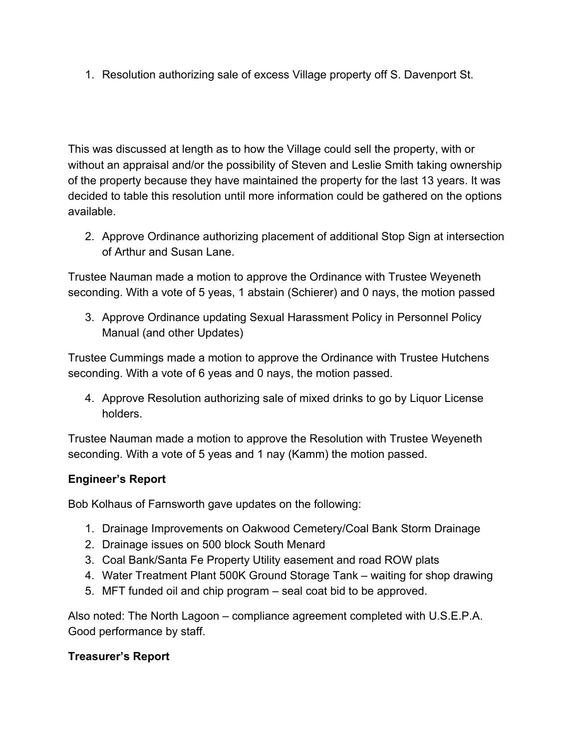1. Resolution authorizing sale of excess Village property off S. Davenport St.

This was discussed at length as to how the Village could sell the property, with or without an appraisal and/or the possibility of Steven and Leslie Smith taking ownership of the property because they have maintained the property for the last 13 years. It was decided to table this resolution until more information could be gathered on the options available.

2. Approve Ordinance authorizing placement of additional Stop Sign at intersection of Arthur and Susan Lane.

Trustee Nauman made a motion to approve the Ordinance with Trustee Weyeneth seconding. With a vote of 5 yeas, 1 abstain (Schierer) and 0 nays, the motion passed

3. Approve Ordinance updating Sexual Harassment Policy in Personnel Policy Manual (and other Updates)

Trustee Cummings made a motion to approve the Ordinance with Trustee Hutchens seconding. With a vote of 6 yeas and 0 nays, the motion passed.

4. Approve Resolution authorizing sale of mixed drinks to go by Liquor License holders.

Trustee Nauman made a motion to approve the Resolution with Trustee Weyeneth seconding. With a vote of 5 yeas and 1 nay (Kamm) the motion passed.

**Engineer's Report**

Bob Kolhaus of Farnsworth gave updates on the following:

1. Drainage Improvements on Oakwood Cemetery/Coal Bank Storm Drainage
2. Drainage issues on 500 block South Menard
3. Coal Bank/Santa Fe Property Utility easement and road ROW plats
4. Water Treatment Plant 500K Ground Storage Tank – waiting for shop drawing
5. MFT funded oil and chip program – seal coat bid to be approved.

Also noted: The North Lagoon – compliance agreement completed with U.S.E.P.A. Good performance by staff.

**Treasurer's Report**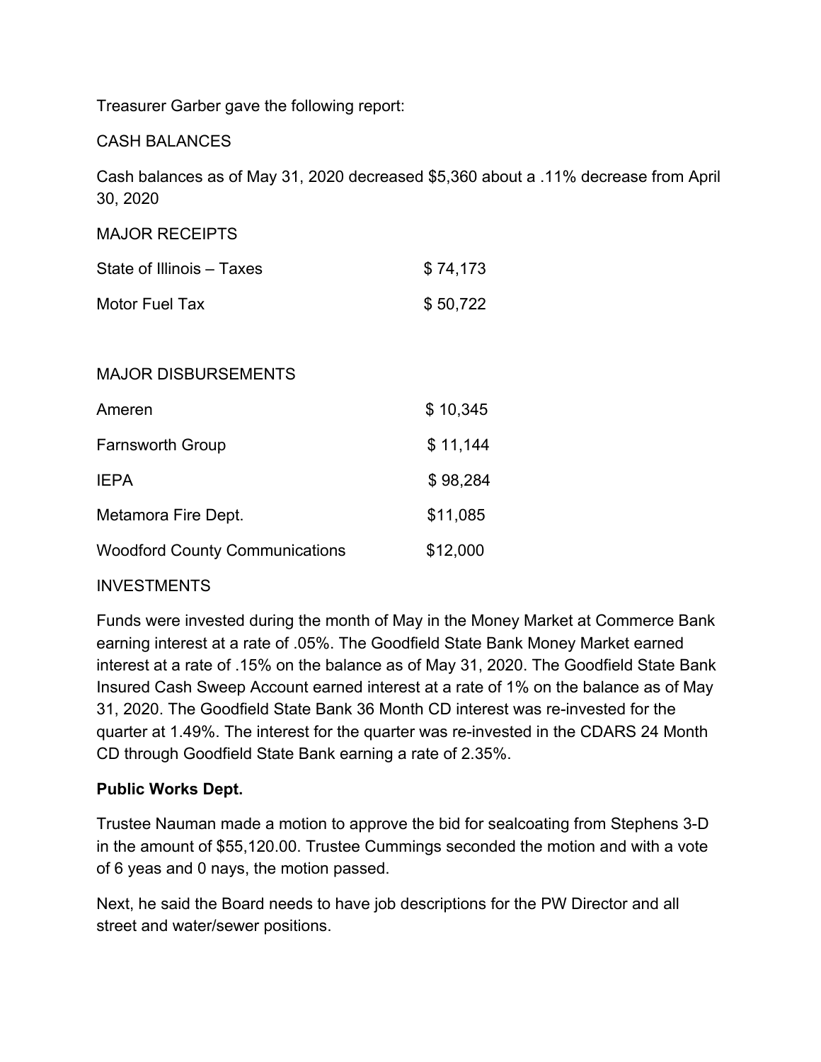Treasurer Garber gave the following report:

CASH BALANCES

Cash balances as of May 31, 2020 decreased $5,360 about a .11% decrease from April 30, 2020

MAJOR RECEIPTS

| | |
|---|---|
| State of Illinois – Taxes | $ 74,173 |
| Motor Fuel Tax | $ 50,722 |

MAJOR DISBURSEMENTS

| | |
|---|---|
| Ameren | $ 10,345 |
| Farnsworth Group | $ 11,144 |
| IEPA | $ 98,284 |
| Metamora Fire Dept. | $11,085 |
| Woodford County Communications | $12,000 |

INVESTMENTS

Funds were invested during the month of May in the Money Market at Commerce Bank earning interest at a rate of .05%. The Goodfield State Bank Money Market earned interest at a rate of .15% on the balance as of May 31, 2020. The Goodfield State Bank Insured Cash Sweep Account earned interest at a rate of 1% on the balance as of May 31, 2020. The Goodfield State Bank 36 Month CD interest was re-invested for the quarter at 1.49%. The interest for the quarter was re-invested in the CDARS 24 Month CD through Goodfield State Bank earning a rate of 2.35%.

**Public Works Dept.**

Trustee Nauman made a motion to approve the bid for sealcoating from Stephens 3-D in the amount of $55,120.00. Trustee Cummings seconded the motion and with a vote of 6 yeas and 0 nays, the motion passed.

Next, he said the Board needs to have job descriptions for the PW Director and all street and water/sewer positions.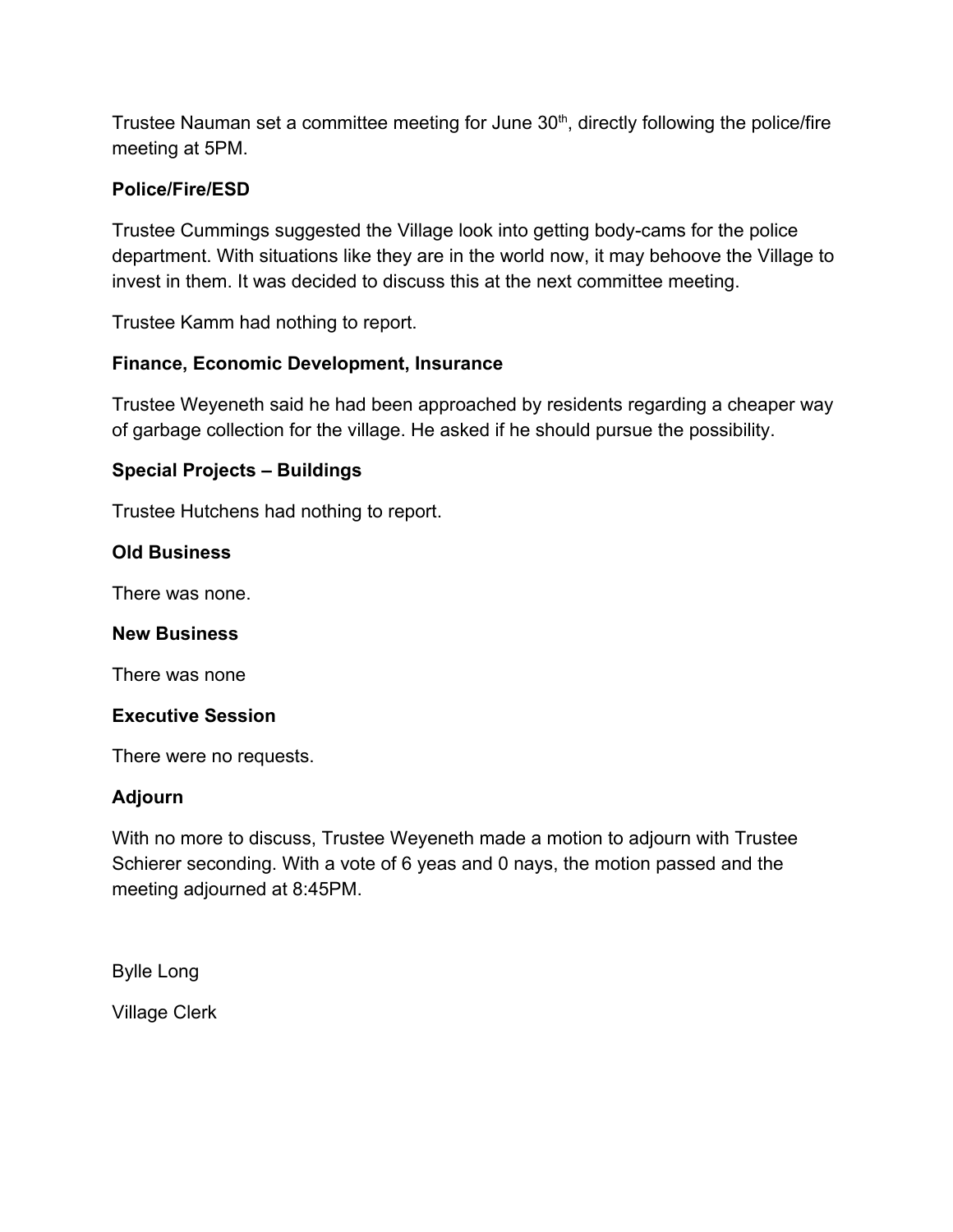Trustee Nauman set a committee meeting for June 30th, directly following the police/fire meeting at 5PM.

**Police/Fire/ESD**

Trustee Cummings suggested the Village look into getting body-cams for the police department. With situations like they are in the world now, it may behoove the Village to invest in them. It was decided to discuss this at the next committee meeting.

Trustee Kamm had nothing to report.

**Finance, Economic Development, Insurance**

Trustee Weyeneth said he had been approached by residents regarding a cheaper way of garbage collection for the village. He asked if he should pursue the possibility.

**Special Projects – Buildings**

Trustee Hutchens had nothing to report.

**Old Business**

There was none.

**New Business**

There was none

**Executive Session**

There were no requests.

**Adjourn**

With no more to discuss, Trustee Weyeneth made a motion to adjourn with Trustee Schierer seconding. With a vote of 6 yeas and 0 nays, the motion passed and the meeting adjourned at 8:45PM.

Bylle Long

Village Clerk